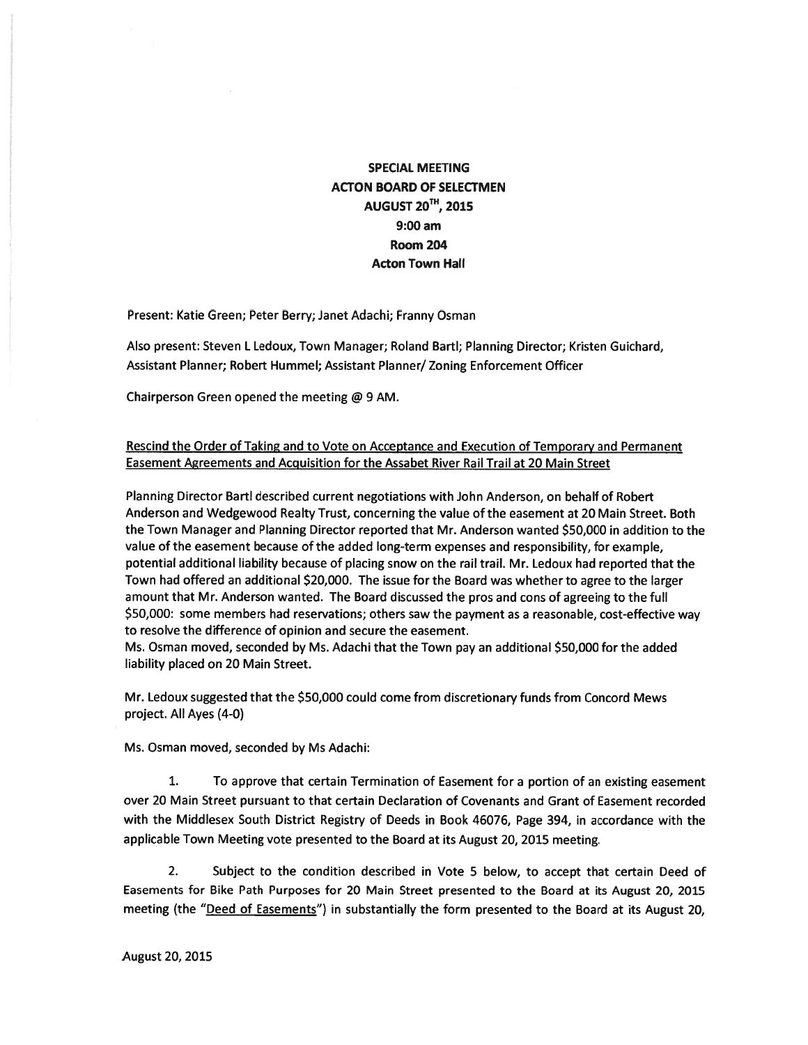**SPECIAL MEETING**
**ACTON BOARD OF SELECTMEN**
**AUGUST 20TH, 2015**
**9:00 am**
**Room 204**
**Acton Town Hall**

Present: Katie Green; Peter Berry; Janet Adachi; Franny Osman

Also present: Steven L Ledoux, Town Manager; Roland Bartl; Planning Director; Kristen Guichard, Assistant Planner; Robert Hummel; Assistant Planner/ Zoning Enforcement Officer

Chairperson Green opened the meeting @ 9 AM.

<u>Rescind the Order of Taking and to Vote on Acceptance and Execution of Temporary and Permanent Easement Agreements and Acquisition for the Assabet River Rail Trail at 20 Main Street</u>

Planning Director Bartl described current negotiations with John Anderson, on behalf of Robert Anderson and Wedgewood Realty Trust, concerning the value of the easement at 20 Main Street. Both the Town Manager and Planning Director reported that Mr. Anderson wanted $50,000 in addition to the value of the easement because of the added long-term expenses and responsibility, for example, potential additional liability because of placing snow on the rail trail. Mr. Ledoux had reported that the Town had offered an additional $20,000. The issue for the Board was whether to agree to the larger amount that Mr. Anderson wanted. The Board discussed the pros and cons of agreeing to the full $50,000: some members had reservations; others saw the payment as a reasonable, cost-effective way to resolve the difference of opinion and secure the easement.
Ms. Osman moved, seconded by Ms. Adachi that the Town pay an additional $50,000 for the added liability placed on 20 Main Street.

Mr. Ledoux suggested that the $50,000 could come from discretionary funds from Concord Mews project. All Ayes (4-0)

Ms. Osman moved, seconded by Ms Adachi:

1. To approve that certain Termination of Easement for a portion of an existing easement over 20 Main Street pursuant to that certain Declaration of Covenants and Grant of Easement recorded with the Middlesex South District Registry of Deeds in Book 46076, Page 394, in accordance with the applicable Town Meeting vote presented to the Board at its August 20, 2015 meeting.

2. Subject to the condition described in Vote 5 below, to accept that certain Deed of Easements for Bike Path Purposes for 20 Main Street presented to the Board at its August 20, 2015 meeting (the "<u>Deed of Easements</u>") in substantially the form presented to the Board at its August 20,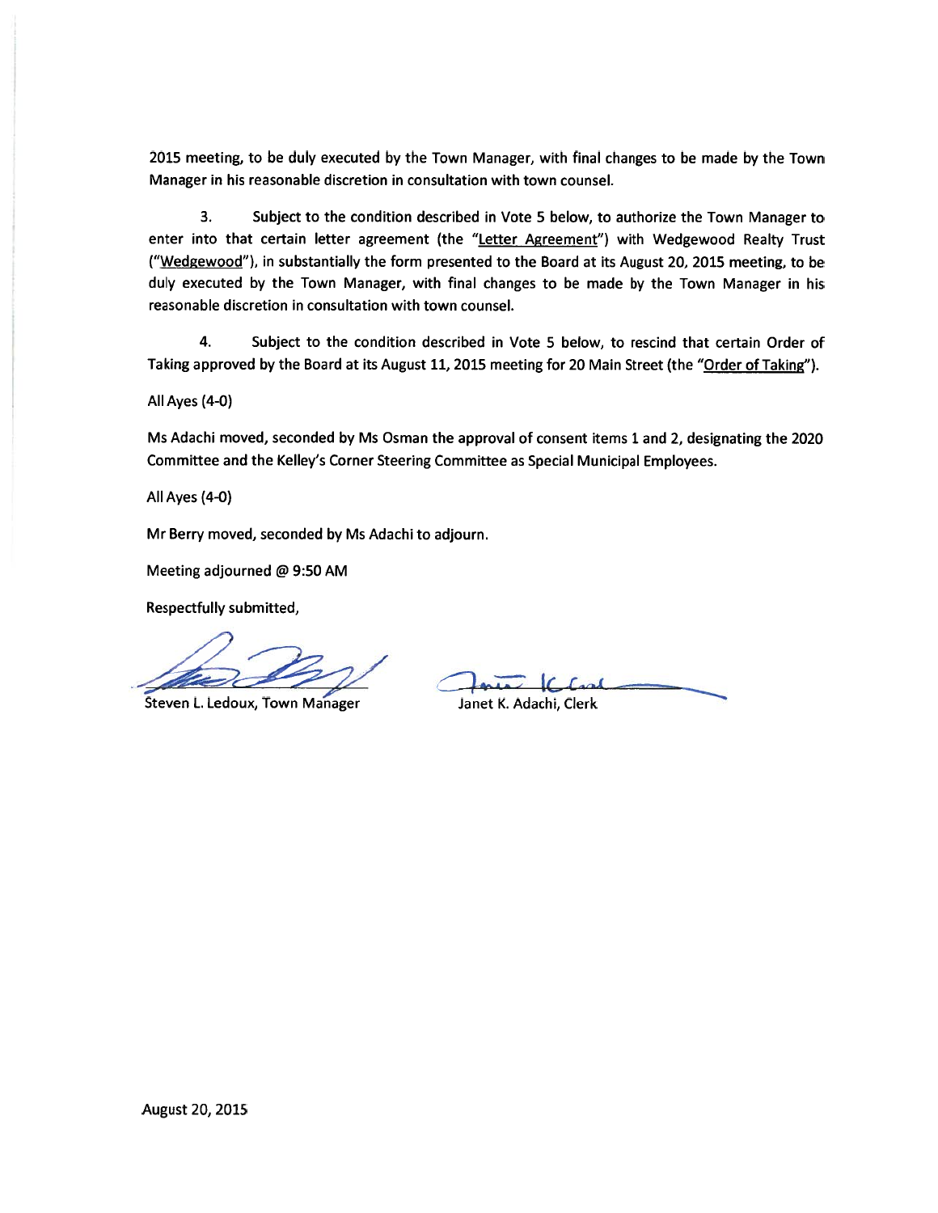2015 meeting, to be duly executed by the Town Manager, with final changes to be made by the Town Manager in his reasonable discretion in consultation with town counsel.

3. Subject to the condition described in Vote 5 below, to authorize the Town Manager to enter into that certain letter agreement (the "Letter Agreement") with Wedgewood Realty Trust ("Wedgewood"), in substantially the form presented to the Board at its August 20, 2015 meeting, to be duly executed by the Town Manager, with final changes to be made by the Town Manager in his reasonable discretion in consultation with town counsel.

4. Subject to the condition described in Vote 5 below, to rescind that certain Order of Taking approved by the Board at its August 11, 2015 meeting for 20 Main Street (the "Order of Taking").

All Ayes (4-0)

Ms Adachi moved, seconded by Ms Osman the approval of consent items 1 and 2, designating the 2020 Committee and the Kelley's Corner Steering Committee as Special Municipal Employees.

All Ayes (4-0)

Mr Berry moved, seconded by Ms Adachi to adjourn.

Meeting adjourned @ 9:50 AM

Respectfully submitted,

Steven L. Ledoux, Town Manager

Janet K. Adachi, Clerk

August 20, 2015